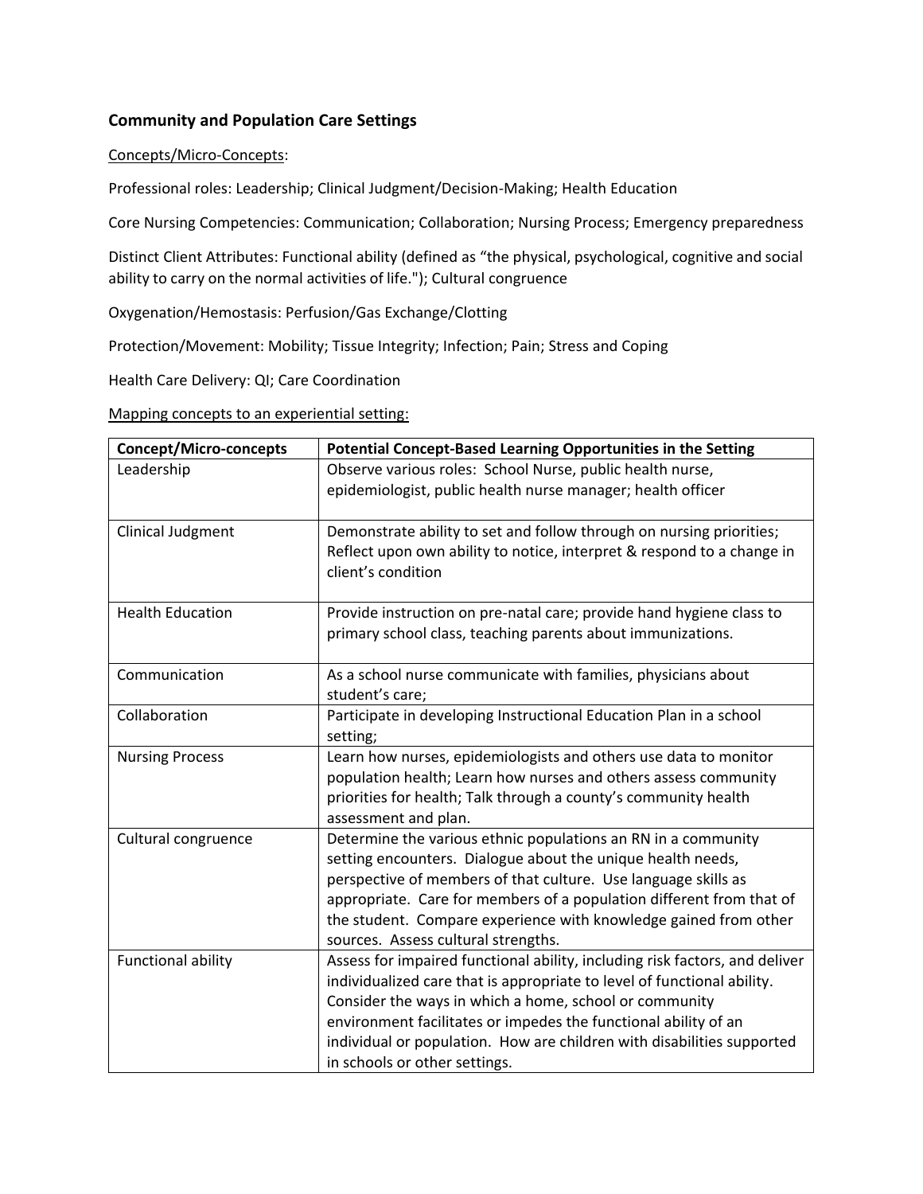## Community and Population Care Settings

Concepts/Micro-Concepts:

Professional roles: Leadership; Clinical Judgment/Decision-Making; Health Education

Core Nursing Competencies: Communication; Collaboration; Nursing Process; Emergency preparedness

Distinct Client Attributes: Functional ability (defined as "the physical, psychological, cognitive and social ability to carry on the normal activities of life."); Cultural congruence

Oxygenation/Hemostasis: Perfusion/Gas Exchange/Clotting

Protection/Movement: Mobility; Tissue Integrity; Infection; Pain; Stress and Coping

Health Care Delivery: QI; Care Coordination

Mapping concepts to an experiential setting:

| Concept/Micro-concepts | Potential Concept-Based Learning Opportunities in the Setting |
|---|---|
| Leadership | Observe various roles: School Nurse, public health nurse, epidemiologist, public health nurse manager; health officer |
| Clinical Judgment | Demonstrate ability to set and follow through on nursing priorities; Reflect upon own ability to notice, interpret & respond to a change in client's condition |
| Health Education | Provide instruction on pre-natal care; provide hand hygiene class to primary school class, teaching parents about immunizations. |
| Communication | As a school nurse communicate with families, physicians about student's care; |
| Collaboration | Participate in developing Instructional Education Plan in a school setting; |
| Nursing Process | Learn how nurses, epidemiologists and others use data to monitor population health; Learn how nurses and others assess community priorities for health; Talk through a county's community health assessment and plan. |
| Cultural congruence | Determine the various ethnic populations an RN in a community setting encounters. Dialogue about the unique health needs, perspective of members of that culture. Use language skills as appropriate. Care for members of a population different from that of the student. Compare experience with knowledge gained from other sources. Assess cultural strengths. |
| Functional ability | Assess for impaired functional ability, including risk factors, and deliver individualized care that is appropriate to level of functional ability. Consider the ways in which a home, school or community environment facilitates or impedes the functional ability of an individual or population. How are children with disabilities supported in schools or other settings. |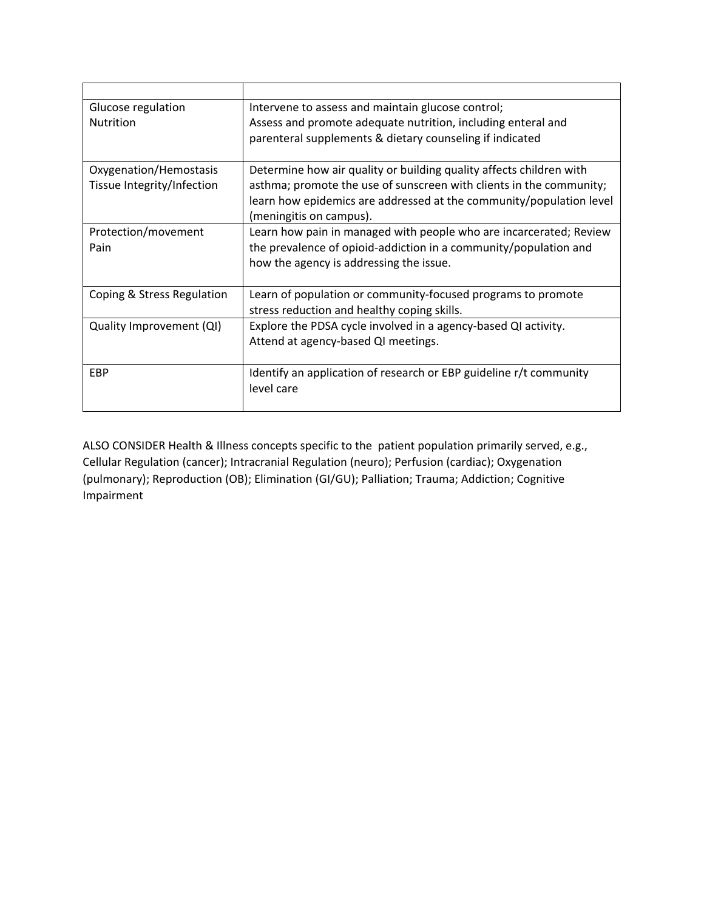| | |
|---|---|
| Glucose regulation<br>Nutrition | Intervene to assess and maintain glucose control;<br>Assess and promote adequate nutrition, including enteral and parenteral supplements & dietary counseling if indicated |
| Oxygenation/Hemostasis<br>Tissue Integrity/Infection | Determine how air quality or building quality affects children with asthma; promote the use of sunscreen with clients in the community; learn how epidemics are addressed at the community/population level (meningitis on campus). |
| Protection/movement<br>Pain | Learn how pain in managed with people who are incarcerated; Review the prevalence of opioid-addiction in a community/population and how the agency is addressing the issue. |
| Coping & Stress Regulation | Learn of population or community-focused programs to promote stress reduction and healthy coping skills. |
| Quality Improvement (QI) | Explore the PDSA cycle involved in a agency-based QI activity.<br>Attend at agency-based QI meetings. |
| EBP | Identify an application of research or EBP guideline r/t community level care |

ALSO CONSIDER Health & Illness concepts specific to the patient population primarily served, e.g., Cellular Regulation (cancer); Intracranial Regulation (neuro); Perfusion (cardiac); Oxygenation (pulmonary); Reproduction (OB); Elimination (GI/GU); Palliation; Trauma; Addiction; Cognitive Impairment